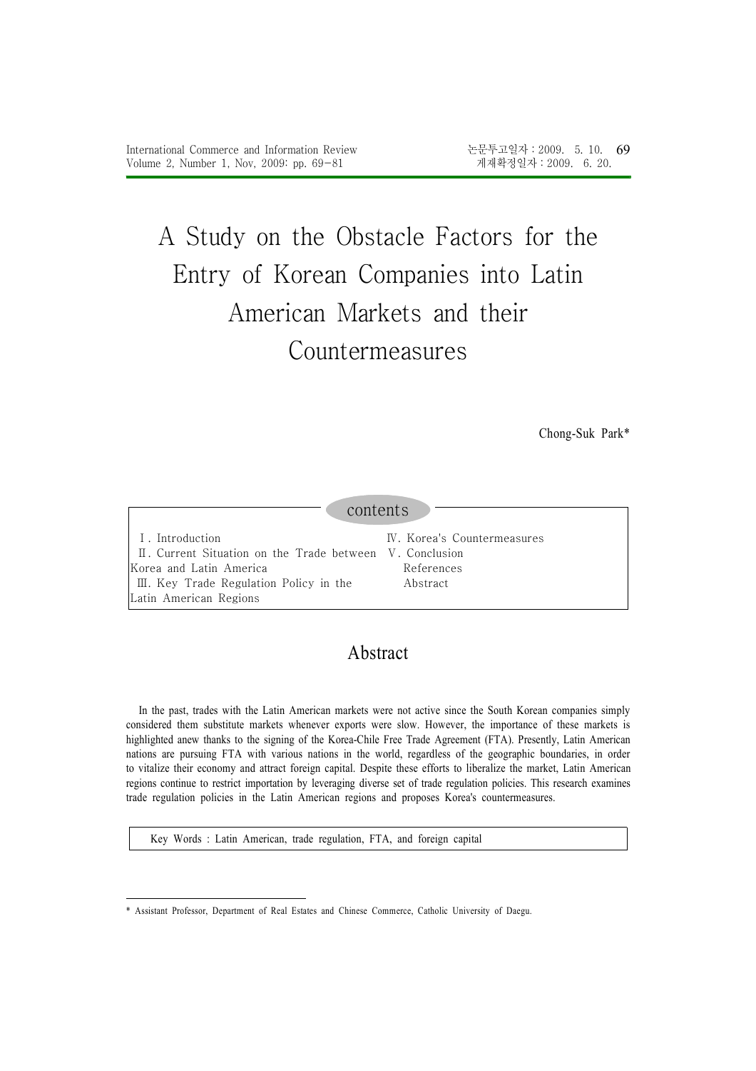# A Study on the Obstacle Factors for the Entry of Korean Companies into Latin American Markets and their Countermeasures

Chong-Suk Park*

contents

Ⅰ. Introduction
Ⅱ. Current Situation on the Trade between Korea and Latin America
Ⅲ. Key Trade Regulation Policy in the Latin American Regions
Ⅳ. Korea's Countermeasures
Ⅴ. Conclusion
References
Abstract

## Abstract

In the past, trades with the Latin American markets were not active since the South Korean companies simply considered them substitute markets whenever exports were slow. However, the importance of these markets is highlighted anew thanks to the signing of the Korea-Chile Free Trade Agreement (FTA). Presently, Latin American nations are pursuing FTA with various nations in the world, regardless of the geographic boundaries, in order to vitalize their economy and attract foreign capital. Despite these efforts to liberalize the market, Latin American regions continue to restrict importation by leveraging diverse set of trade regulation policies. This research examines trade regulation policies in the Latin American regions and proposes Korea's countermeasures.

Key Words : Latin American, trade regulation, FTA, and foreign capital

---

* Assistant Professor, Department of Real Estates and Chinese Commerce, Catholic University of Daegu.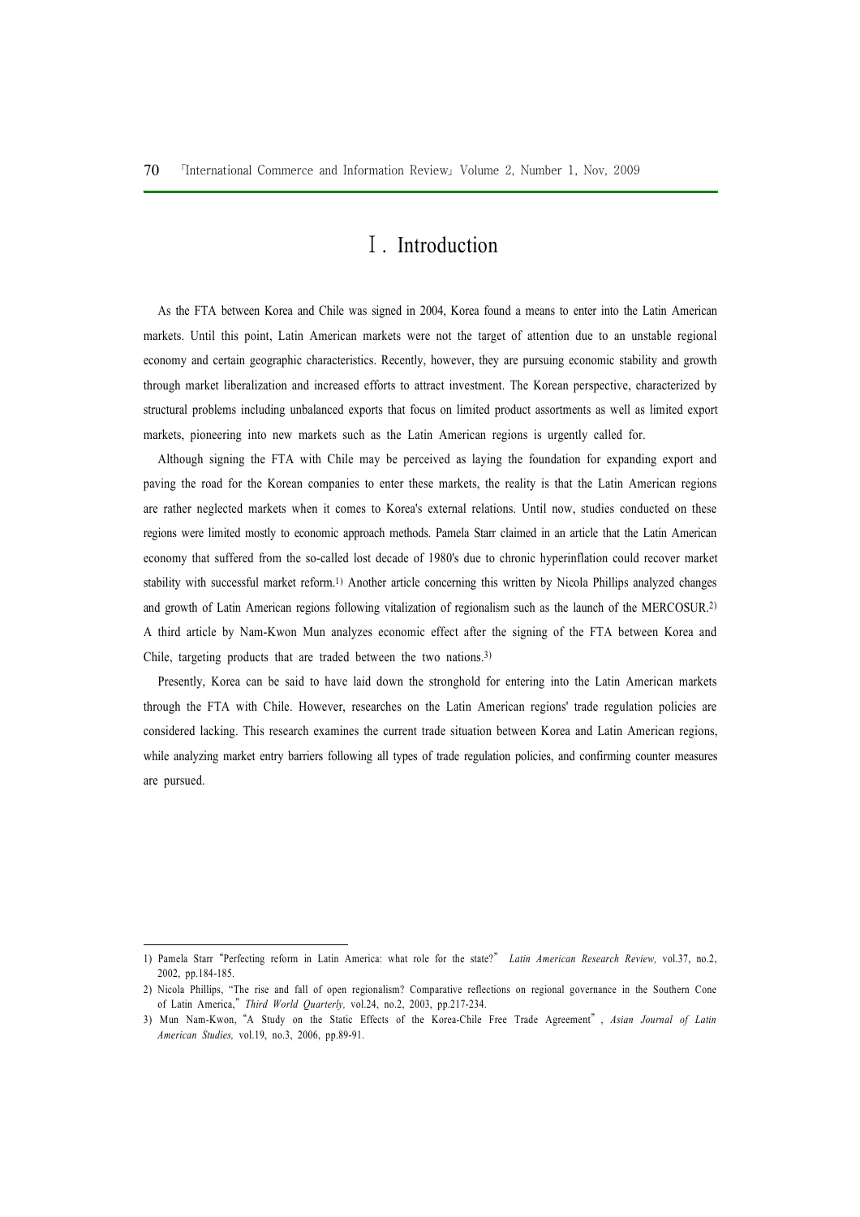# Ⅰ. Introduction

As the FTA between Korea and Chile was signed in 2004, Korea found a means to enter into the Latin American markets. Until this point, Latin American markets were not the target of attention due to an unstable regional economy and certain geographic characteristics. Recently, however, they are pursuing economic stability and growth through market liberalization and increased efforts to attract investment. The Korean perspective, characterized by structural problems including unbalanced exports that focus on limited product assortments as well as limited export markets, pioneering into new markets such as the Latin American regions is urgently called for.

Although signing the FTA with Chile may be perceived as laying the foundation for expanding export and paving the road for the Korean companies to enter these markets, the reality is that the Latin American regions are rather neglected markets when it comes to Korea's external relations. Until now, studies conducted on these regions were limited mostly to economic approach methods. Pamela Starr claimed in an article that the Latin American economy that suffered from the so-called lost decade of 1980's due to chronic hyperinflation could recover market stability with successful market reform.[1] Another article concerning this written by Nicola Phillips analyzed changes and growth of Latin American regions following vitalization of regionalism such as the launch of the MERCOSUR.[2] A third article by Nam-Kwon Mun analyzes economic effect after the signing of the FTA between Korea and Chile, targeting products that are traded between the two nations.[3]

Presently, Korea can be said to have laid down the stronghold for entering into the Latin American markets through the FTA with Chile. However, researches on the Latin American regions' trade regulation policies are considered lacking. This research examines the current trade situation between Korea and Latin American regions, while analyzing market entry barriers following all types of trade regulation policies, and confirming counter measures are pursued.

---

1) Pamela Starr "Perfecting reform in Latin America: what role for the state?" *Latin American Research Review,* vol.37, no.2, 2002, pp.184-185.

2) Nicola Phillips, "The rise and fall of open regionalism? Comparative reflections on regional governance in the Southern Cone of Latin America," *Third World Quarterly,* vol.24, no.2, 2003, pp.217-234.

3) Mun Nam-Kwon, "A Study on the Static Effects of the Korea-Chile Free Trade Agreement", *Asian Journal of Latin American Studies,* vol.19, no.3, 2006, pp.89-91.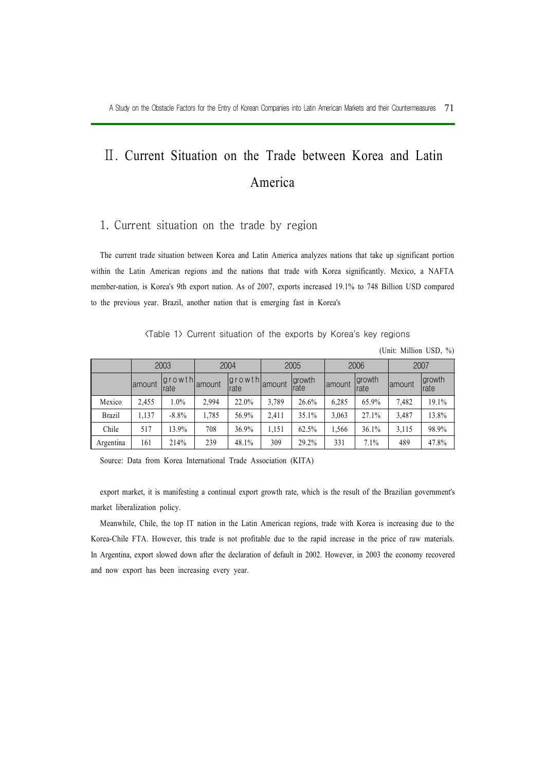# Ⅱ. Current Situation on the Trade between Korea and Latin America

## 1. Current situation on the trade by region

The current trade situation between Korea and Latin America analyzes nations that take up significant portion within the Latin American regions and the nations that trade with Korea significantly. Mexico, a NAFTA member-nation, is Korea's 9th export nation. As of 2007, exports increased 19.1% to 748 Billion USD compared to the previous year. Brazil, another nation that is emerging fast in Korea's export market, it is manifesting a continual export growth rate, which is the result of the Brazilian government's market liberalization policy.

<Table 1> Current situation of the exports by Korea's key regions

(Unit: Million USD, %)

| | 2003 | | 2004 | | 2005 | | 2006 | | 2007 | |
|---|---|---|---|---|---|---|---|---|---|---|
| | amount | growth rate | amount | growth rate | amount | growth rate | amount | growth rate | amount | growth rate |
| Mexico | 2,455 | 1.0% | 2,994 | 22.0% | 3,789 | 26.6% | 6,285 | 65.9% | 7,482 | 19.1% |
| Brazil | 1,137 | -8.8% | 1,785 | 56.9% | 2,411 | 35.1% | 3,063 | 27.1% | 3,487 | 13.8% |
| Chile | 517 | 13.9% | 708 | 36.9% | 1,151 | 62.5% | 1,566 | 36.1% | 3,115 | 98.9% |
| Argentina | 161 | 214% | 239 | 48.1% | 309 | 29.2% | 331 | 7.1% | 489 | 47.8% |

Source: Data from Korea International Trade Association (KITA)

Meanwhile, Chile, the top IT nation in the Latin American regions, trade with Korea is increasing due to the Korea-Chile FTA. However, this trade is not profitable due to the rapid increase in the price of raw materials. In Argentina, export slowed down after the declaration of default in 2002. However, in 2003 the economy recovered and now export has been increasing every year.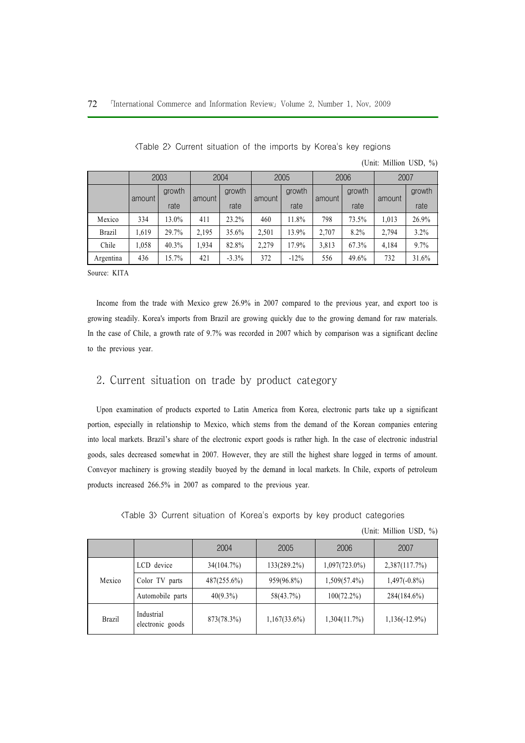<Table 2> Current situation of the imports by Korea's key regions

(Unit: Million USD, %)

| | 2003 | | 2004 | | 2005 | | 2006 | | 2007 | |
|---|---|---|---|---|---|---|---|---|---|---|
| | amount | growth rate | amount | growth rate | amount | growth rate | amount | growth rate | amount | growth rate |
| Mexico | 334 | 13.0% | 411 | 23.2% | 460 | 11.8% | 798 | 73.5% | 1,013 | 26.9% |
| Brazil | 1,619 | 29.7% | 2,195 | 35.6% | 2,501 | 13.9% | 2,707 | 8.2% | 2,794 | 3.2% |
| Chile | 1,058 | 40.3% | 1,934 | 82.8% | 2,279 | 17.9% | 3,813 | 67.3% | 4,184 | 9.7% |
| Argentina | 436 | 15.7% | 421 | -3.3% | 372 | -12% | 556 | 49.6% | 732 | 31.6% |

Source: KITA

Income from the trade with Mexico grew 26.9% in 2007 compared to the previous year, and export too is growing steadily. Korea's imports from Brazil are growing quickly due to the growing demand for raw materials. In the case of Chile, a growth rate of 9.7% was recorded in 2007 which by comparison was a significant decline to the previous year.

## 2. Current situation on trade by product category

Upon examination of products exported to Latin America from Korea, electronic parts take up a significant portion, especially in relationship to Mexico, which stems from the demand of the Korean companies entering into local markets. Brazil's share of the electronic export goods is rather high. In the case of electronic industrial goods, sales decreased somewhat in 2007. However, they are still the highest share logged in terms of amount. Conveyor machinery is growing steadily buoyed by the demand in local markets. In Chile, exports of petroleum products increased 266.5% in 2007 as compared to the previous year.

<Table 3> Current situation of Korea's exports by key product categories

(Unit: Million USD, %)

| | | 2004 | 2005 | 2006 | 2007 |
|---|---|---|---|---|---|
| Mexico | LCD device | 34(104.7%) | 133(289.2%) | 1,097(723.0%) | 2,387(117.7%) |
| | Color TV parts | 487(255.6%) | 959(96.8%) | 1,509(57.4%) | 1,497(-0.8%) |
| | Automobile parts | 40(9.3%) | 58(43.7%) | 100(72.2%) | 284(184.6%) |
| Brazil | Industrial electronic goods | 873(78.3%) | 1,167(33.6%) | 1,304(11.7%) | 1,136(-12.9%) |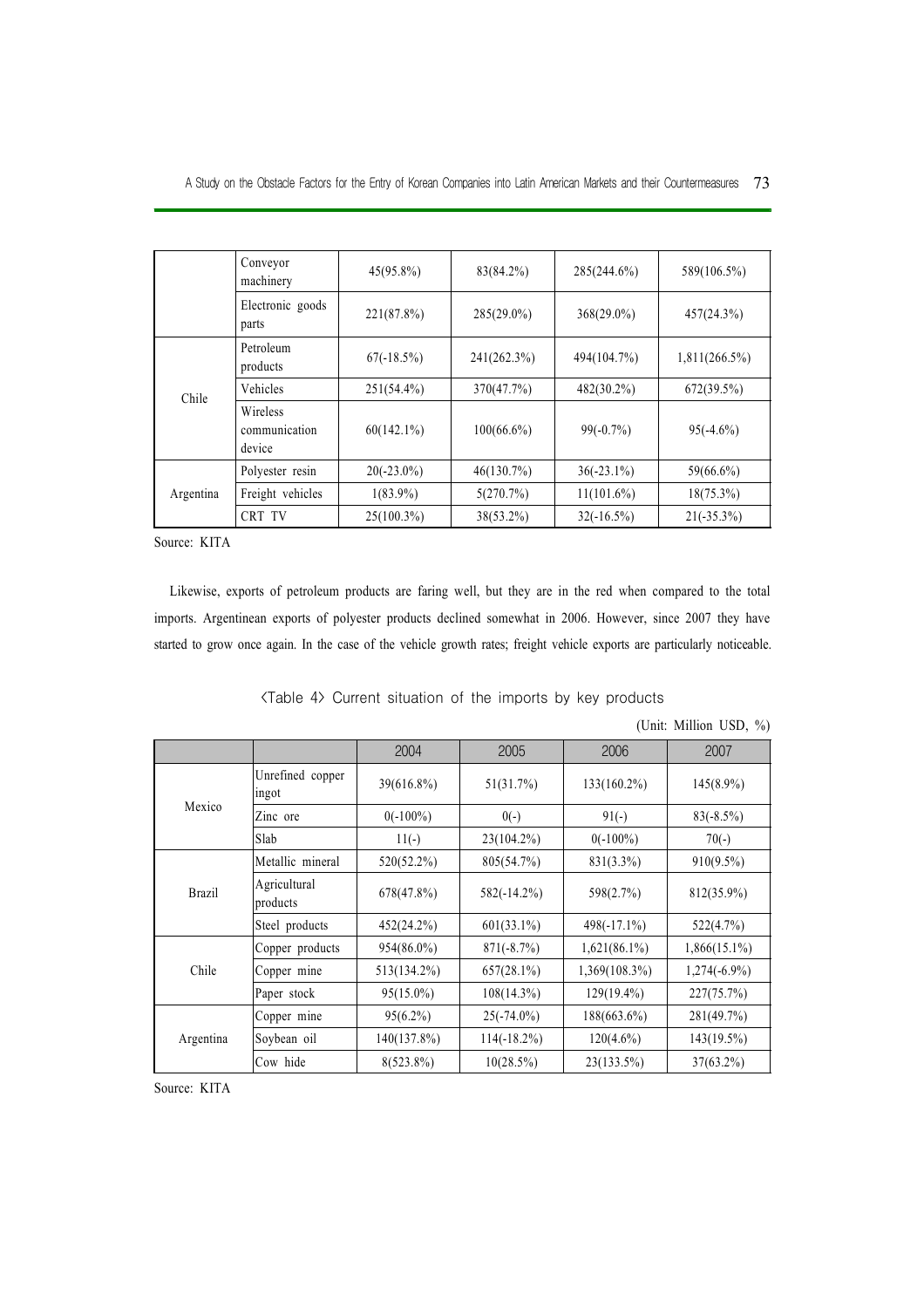|  |  |  |  |  |  |
|---|---|---|---|---|---|
|  | Conveyor machinery | 45(95.8%) | 83(84.2%) | 285(244.6%) | 589(106.5%) |
|  | Electronic goods parts | 221(87.8%) | 285(29.0%) | 368(29.0%) | 457(24.3%) |
| Chile | Petroleum products | 67(-18.5%) | 241(262.3%) | 494(104.7%) | 1,811(266.5%) |
|  | Vehicles | 251(54.4%) | 370(47.7%) | 482(30.2%) | 672(39.5%) |
|  | Wireless communication device | 60(142.1%) | 100(66.6%) | 99(-0.7%) | 95(-4.6%) |
| Argentina | Polyester resin | 20(-23.0%) | 46(130.7%) | 36(-23.1%) | 59(66.6%) |
|  | Freight vehicles | 1(83.9%) | 5(270.7%) | 11(101.6%) | 18(75.3%) |
|  | CRT TV | 25(100.3%) | 38(53.2%) | 32(-16.5%) | 21(-35.3%) |

Source: KITA

Likewise, exports of petroleum products are faring well, but they are in the red when compared to the total imports. Argentinean exports of polyester products declined somewhat in 2006. However, since 2007 they have started to grow once again. In the case of the vehicle growth rates; freight vehicle exports are particularly noticeable.

<Table 4> Current situation of the imports by key products

(Unit: Million USD, %)

|  |  | 2004 | 2005 | 2006 | 2007 |
|---|---|---|---|---|---|
| Mexico | Unrefined copper ingot | 39(616.8%) | 51(31.7%) | 133(160.2%) | 145(8.9%) |
|  | Zinc ore | 0(-100%) | 0(-) | 91(-) | 83(-8.5%) |
|  | Slab | 11(-) | 23(104.2%) | 0(-100%) | 70(-) |
| Brazil | Metallic mineral | 520(52.2%) | 805(54.7%) | 831(3.3%) | 910(9.5%) |
|  | Agricultural products | 678(47.8%) | 582(-14.2%) | 598(2.7%) | 812(35.9%) |
|  | Steel products | 452(24.2%) | 601(33.1%) | 498(-17.1%) | 522(4.7%) |
| Chile | Copper products | 954(86.0%) | 871(-8.7%) | 1,621(86.1%) | 1,866(15.1%) |
|  | Copper mine | 513(134.2%) | 657(28.1%) | 1,369(108.3%) | 1,274(-6.9%) |
|  | Paper stock | 95(15.0%) | 108(14.3%) | 129(19.4%) | 227(75.7%) |
| Argentina | Copper mine | 95(6.2%) | 25(-74.0%) | 188(663.6%) | 281(49.7%) |
|  | Soybean oil | 140(137.8%) | 114(-18.2%) | 120(4.6%) | 143(19.5%) |
|  | Cow hide | 8(523.8%) | 10(28.5%) | 23(133.5%) | 37(63.2%) |

Source: KITA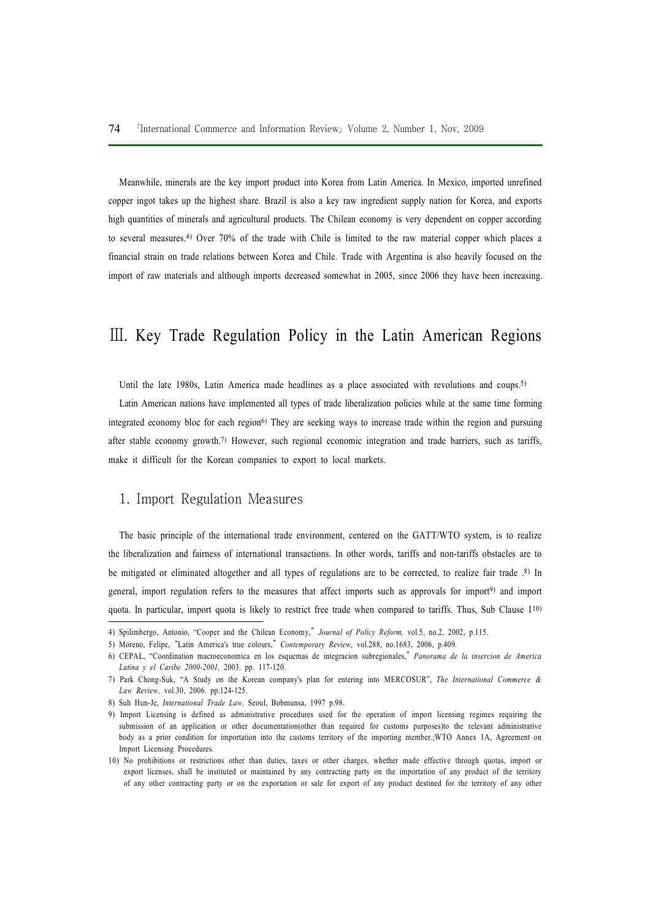Meanwhile, minerals are the key import product into Korea from Latin America. In Mexico, imported unrefined copper ingot takes up the highest share. Brazil is also a key raw ingredient supply nation for Korea, and exports high quantities of minerals and agricultural products. The Chilean economy is very dependent on copper according to several measures.[4] Over 70% of the trade with Chile is limited to the raw material copper which places a financial strain on trade relations between Korea and Chile. Trade with Argentina is also heavily focused on the import of raw materials and although imports decreased somewhat in 2005, since 2006 they have been increasing.

# Ⅲ. Key Trade Regulation Policy in the Latin American Regions

Until the late 1980s, Latin America made headlines as a place associated with revolutions and coups.[5]

Latin American nations have implemented all types of trade liberalization policies while at the same time forming integrated economy bloc for each region[6] They are seeking ways to increase trade within the region and pursuing after stable economy growth.[7] However, such regional economic integration and trade barriers, such as tariffs, make it difficult for the Korean companies to export to local markets.

## 1. Import Regulation Measures

The basic principle of the international trade environment, centered on the GATT/WTO system, is to realize the liberalization and fairness of international transactions. In other words, tariffs and non-tariffs obstacles are to be mitigated or eliminated altogether and all types of regulations are to be corrected, to realize fair trade .[8] In general, import regulation refers to the measures that affect imports such as approvals for import[9] and import quota. In particular, import quota is likely to restrict free trade when compared to tariffs. Thus, Sub Clause 1[10]

---

4) Spilimbergo, Antonio, "Cooper and the Chilean Economy," *Journal of Policy Reform,* vol.5, no.2, 2002, p.115.

5) Moreno, Felipe, "Latin America's true colours," *Contemporary Review,* vol.288, no.1683, 2006, p.409.

6) CEPAL, "Coordination macroeconomica en los esquemas de integracion subregionales," *Panorama de la insercion de America Latina y el Caribe 2000-2001,* 2003. pp. 117-120.

7) Park Chong-Suk, "A Study on the Korean company's plan for entering into MERCOSUR", *The International Commerce & Law Review,* vol.30, 2006. pp.124-125.

8) Suh Hun-Je, *International Trade Law,* Seoul, Bobmunsa, 1997 p.98.

9) Import Licensing is defined as administrative procedures used for the operation of import licensing regimes requiring the submission of an application or other documentation(other than required for customs purposes)to the relevant administrative body as a prior condition for importation into the customs territory of the importing member.;WTO Annex 1A, Agreement on Import Licensing Procedures.

10) No prohibitions or restrictions other than duties, taxes or other charges, whether made effective through quotas, import or export licenses, shall be instituted or maintained by any contracting party on the importation of any product of the territory of any other contracting party or on the exportation or sale for export of any product destined for the territory of any other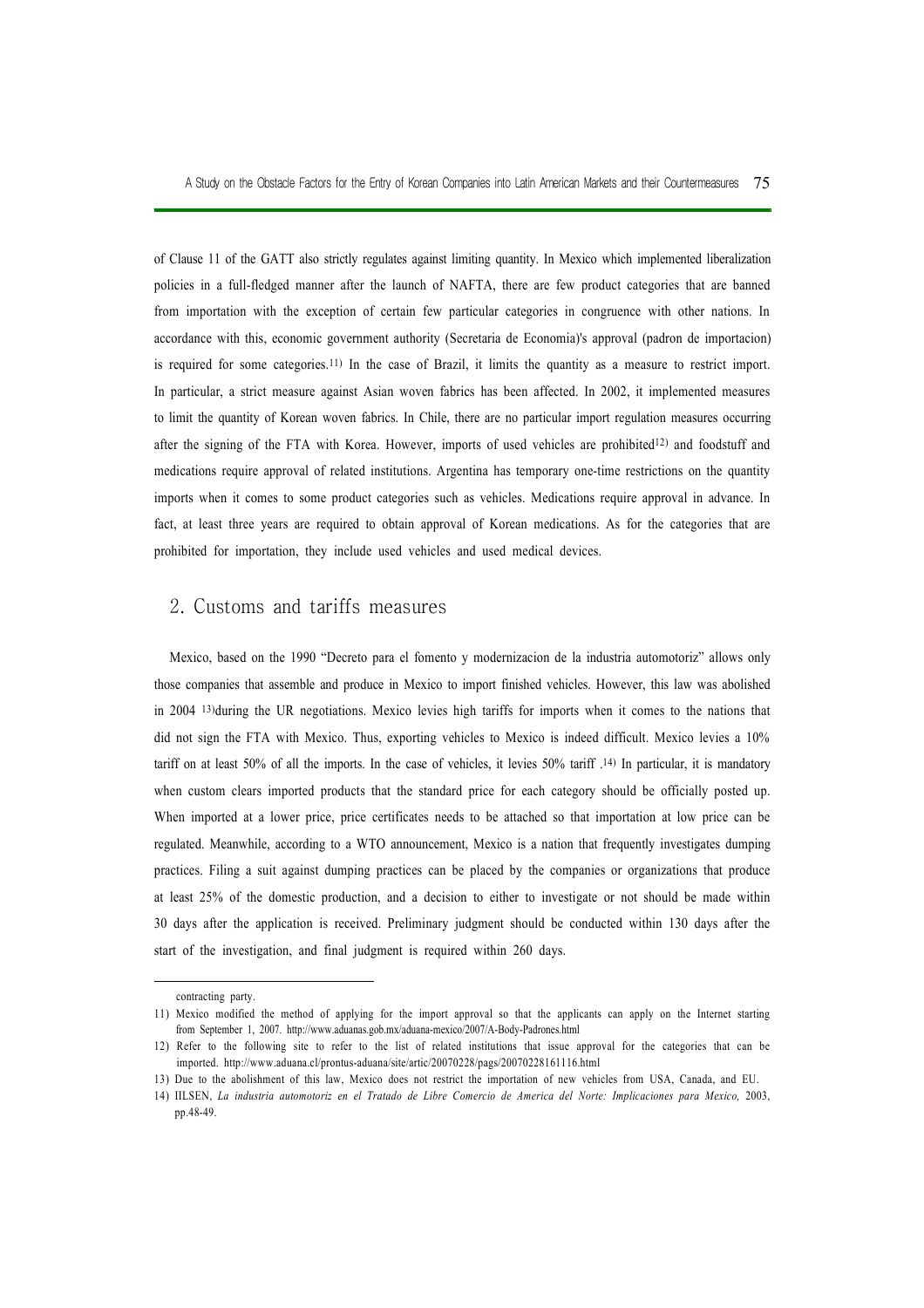of Clause 11 of the GATT also strictly regulates against limiting quantity. In Mexico which implemented liberalization policies in a full-fledged manner after the launch of NAFTA, there are few product categories that are banned from importation with the exception of certain few particular categories in congruence with other nations. In accordance with this, economic government authority (Secretaria de Economia)'s approval (padron de importacion) is required for some categories.[11] In the case of Brazil, it limits the quantity as a measure to restrict import. In particular, a strict measure against Asian woven fabrics has been affected. In 2002, it implemented measures to limit the quantity of Korean woven fabrics. In Chile, there are no particular import regulation measures occurring after the signing of the FTA with Korea. However, imports of used vehicles are prohibited[12] and foodstuff and medications require approval of related institutions. Argentina has temporary one-time restrictions on the quantity imports when it comes to some product categories such as vehicles. Medications require approval in advance. In fact, at least three years are required to obtain approval of Korean medications. As for the categories that are prohibited for importation, they include used vehicles and used medical devices.

## 2. Customs and tariffs measures

Mexico, based on the 1990 "Decreto para el fomento y modernizacion de la industria automotoriz" allows only those companies that assemble and produce in Mexico to import finished vehicles. However, this law was abolished in 2004 [13]during the UR negotiations. Mexico levies high tariffs for imports when it comes to the nations that did not sign the FTA with Mexico. Thus, exporting vehicles to Mexico is indeed difficult. Mexico levies a 10% tariff on at least 50% of all the imports. In the case of vehicles, it levies 50% tariff .[14] In particular, it is mandatory when custom clears imported products that the standard price for each category should be officially posted up. When imported at a lower price, price certificates needs to be attached so that importation at low price can be regulated. Meanwhile, according to a WTO announcement, Mexico is a nation that frequently investigates dumping practices. Filing a suit against dumping practices can be placed by the companies or organizations that produce at least 25% of the domestic production, and a decision to either to investigate or not should be made within 30 days after the application is received. Preliminary judgment should be conducted within 130 days after the start of the investigation, and final judgment is required within 260 days.

---

contracting party.

11) Mexico modified the method of applying for the import approval so that the applicants can apply on the Internet starting from September 1, 2007. http://www.aduanas.gob.mx/aduana-mexico/2007/A-Body-Padrones.html

12) Refer to the following site to refer to the list of related institutions that issue approval for the categories that can be imported. http://www.aduana.cl/prontus-aduana/site/artic/20070228/pags/20070228161116.html

13) Due to the abolishment of this law, Mexico does not restrict the importation of new vehicles from USA, Canada, and EU.

14) IILSEN, *La industria automotoriz en el Tratado de Libre Comercio de America del Norte: Implicaciones para Mexico,* 2003, pp.48-49.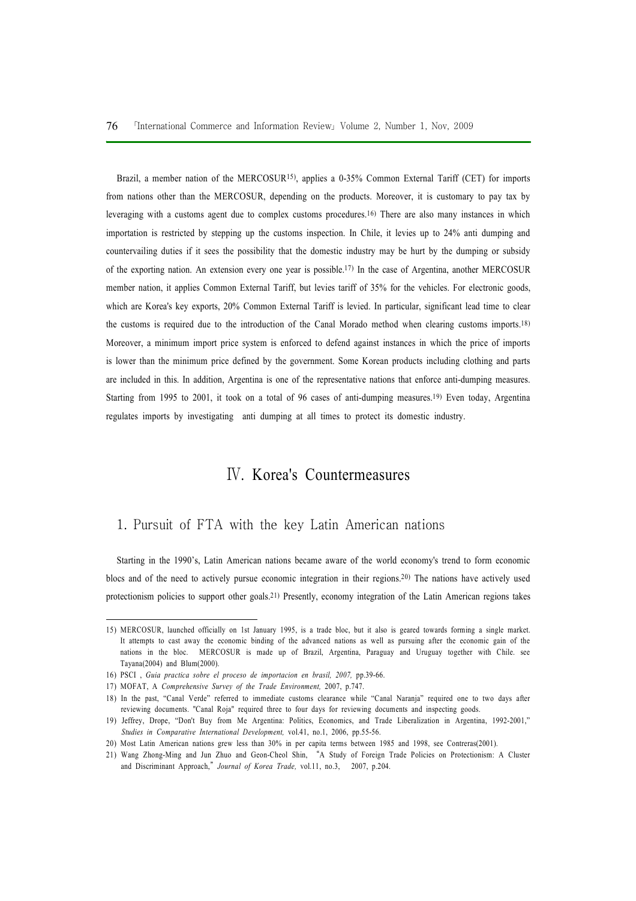Brazil, a member nation of the MERCOSUR[15], applies a 0-35% Common External Tariff (CET) for imports from nations other than the MERCOSUR, depending on the products. Moreover, it is customary to pay tax by leveraging with a customs agent due to complex customs procedures.[16] There are also many instances in which importation is restricted by stepping up the customs inspection. In Chile, it levies up to 24% anti dumping and countervailing duties if it sees the possibility that the domestic industry may be hurt by the dumping or subsidy of the exporting nation. An extension every one year is possible.[17] In the case of Argentina, another MERCOSUR member nation, it applies Common External Tariff, but levies tariff of 35% for the vehicles. For electronic goods, which are Korea's key exports, 20% Common External Tariff is levied. In particular, significant lead time to clear the customs is required due to the introduction of the Canal Morado method when clearing customs imports.[18] Moreover, a minimum import price system is enforced to defend against instances in which the price of imports is lower than the minimum price defined by the government. Some Korean products including clothing and parts are included in this. In addition, Argentina is one of the representative nations that enforce anti-dumping measures. Starting from 1995 to 2001, it took on a total of 96 cases of anti-dumping measures.[19] Even today, Argentina regulates imports by investigating anti dumping at all times to protect its domestic industry.

# Ⅳ. Korea's Countermeasures

## 1. Pursuit of FTA with the key Latin American nations

Starting in the 1990's, Latin American nations became aware of the world economy's trend to form economic blocs and of the need to actively pursue economic integration in their regions.[20] The nations have actively used protectionism policies to support other goals.[21] Presently, economy integration of the Latin American regions takes

---

15) MERCOSUR, launched officially on 1st January 1995, is a trade bloc, but it also is geared towards forming a single market. It attempts to cast away the economic binding of the advanced nations as well as pursuing after the economic gain of the nations in the bloc. MERCOSUR is made up of Brazil, Argentina, Paraguay and Uruguay together with Chile. see Tayana(2004) and Blum(2000).

16) PSCI , *Guia practica sobre el proceso de importacion en brasil, 2007,* pp.39-66.

17) MOFAT, A *Comprehensive Survey of the Trade Environment,* 2007, p.747.

18) In the past, "Canal Verde" referred to immediate customs clearance while "Canal Naranja" required one to two days after reviewing documents. "Canal Roja" required three to four days for reviewing documents and inspecting goods.

19) Jeffrey, Drope, "Don't Buy from Me Argentina: Politics, Economics, and Trade Liberalization in Argentina, 1992-2001," *Studies in Comparative International Development,* vol.41, no.1, 2006, pp.55-56.

20) Most Latin American nations grew less than 30% in per capita terms between 1985 and 1998, see Contreras(2001).

21) Wang Zhong-Ming and Jun Zhuo and Geon-Cheol Shin, "A Study of Foreign Trade Policies on Protectionism: A Cluster and Discriminant Approach," *Journal of Korea Trade,* vol.11, no.3, 2007, p.204.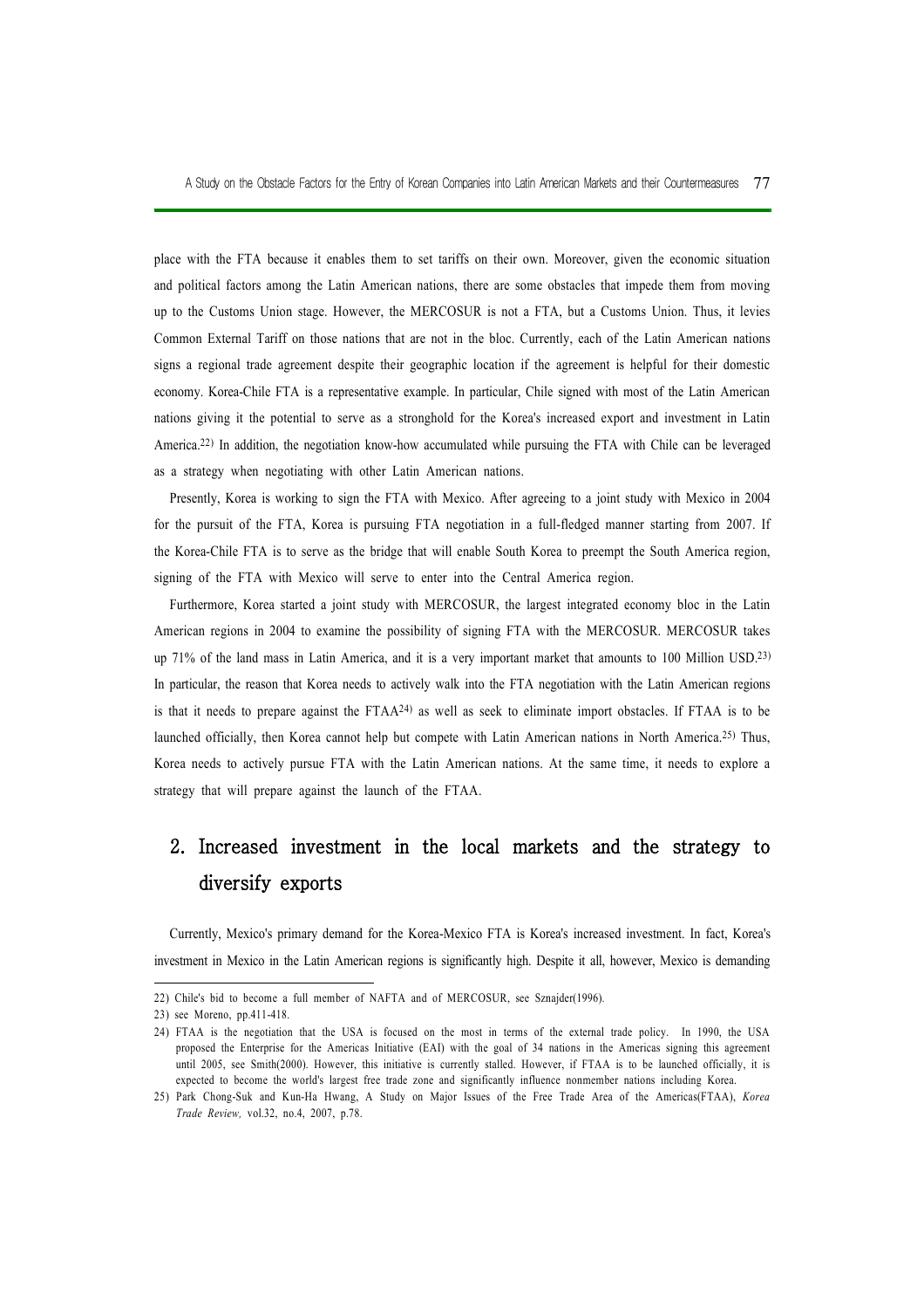place with the FTA because it enables them to set tariffs on their own. Moreover, given the economic situation and political factors among the Latin American nations, there are some obstacles that impede them from moving up to the Customs Union stage. However, the MERCOSUR is not a FTA, but a Customs Union. Thus, it levies Common External Tariff on those nations that are not in the bloc. Currently, each of the Latin American nations signs a regional trade agreement despite their geographic location if the agreement is helpful for their domestic economy. Korea-Chile FTA is a representative example. In particular, Chile signed with most of the Latin American nations giving it the potential to serve as a stronghold for the Korea's increased export and investment in Latin America.[22] In addition, the negotiation know-how accumulated while pursuing the FTA with Chile can be leveraged as a strategy when negotiating with other Latin American nations.

Presently, Korea is working to sign the FTA with Mexico. After agreeing to a joint study with Mexico in 2004 for the pursuit of the FTA, Korea is pursuing FTA negotiation in a full-fledged manner starting from 2007. If the Korea-Chile FTA is to serve as the bridge that will enable South Korea to preempt the South America region, signing of the FTA with Mexico will serve to enter into the Central America region.

Furthermore, Korea started a joint study with MERCOSUR, the largest integrated economy bloc in the Latin American regions in 2004 to examine the possibility of signing FTA with the MERCOSUR. MERCOSUR takes up 71% of the land mass in Latin America, and it is a very important market that amounts to 100 Million USD.[23] In particular, the reason that Korea needs to actively walk into the FTA negotiation with the Latin American regions is that it needs to prepare against the FTAA[24] as well as seek to eliminate import obstacles. If FTAA is to be launched officially, then Korea cannot help but compete with Latin American nations in North America.[25] Thus, Korea needs to actively pursue FTA with the Latin American nations. At the same time, it needs to explore a strategy that will prepare against the launch of the FTAA.

## 2. Increased investment in the local markets and the strategy to diversify exports

Currently, Mexico's primary demand for the Korea-Mexico FTA is Korea's increased investment. In fact, Korea's investment in Mexico in the Latin American regions is significantly high. Despite it all, however, Mexico is demanding

---

22) Chile's bid to become a full member of NAFTA and of MERCOSUR, see Sznajder(1996).

23) see Moreno, pp.411-418.

24) FTAA is the negotiation that the USA is focused on the most in terms of the external trade policy. In 1990, the USA proposed the Enterprise for the Americas Initiative (EAI) with the goal of 34 nations in the Americas signing this agreement until 2005, see Smith(2000). However, this initiative is currently stalled. However, if FTAA is to be launched officially, it is expected to become the world's largest free trade zone and significantly influence nonmember nations including Korea.

25) Park Chong-Suk and Kun-Ha Hwang, A Study on Major Issues of the Free Trade Area of the Americas(FTAA), *Korea Trade Review,* vol.32, no.4, 2007, p.78.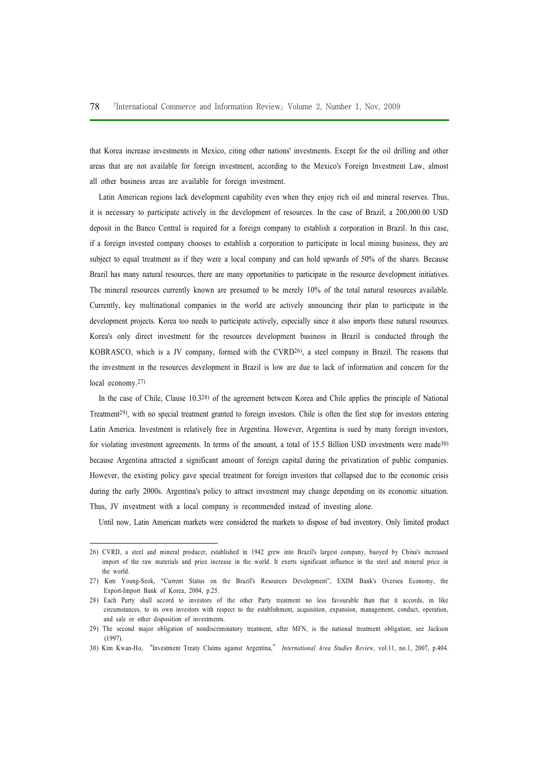that Korea increase investments in Mexico, citing other nations' investments. Except for the oil drilling and other areas that are not available for foreign investment, according to the Mexico's Foreign Investment Law, almost all other business areas are available for foreign investment.

Latin American regions lack development capability even when they enjoy rich oil and mineral reserves. Thus, it is necessary to participate actively in the development of resources. In the case of Brazil, a 200,000.00 USD deposit in the Banco Central is required for a foreign company to establish a corporation in Brazil. In this case, if a foreign invested company chooses to establish a corporation to participate in local mining business, they are subject to equal treatment as if they were a local company and can hold upwards of 50% of the shares. Because Brazil has many natural resources, there are many opportunities to participate in the resource development initiatives. The mineral resources currently known are presumed to be merely 10% of the total natural resources available. Currently, key multinational companies in the world are actively announcing their plan to participate in the development projects. Korea too needs to participate actively, especially since it also imports these natural resources. Korea's only direct investment for the resources development business in Brazil is conducted through the KOBRASCO, which is a JV company, formed with the CVRD[26], a steel company in Brazil. The reasons that the investment in the resources development in Brazil is low are due to lack of information and concern for the local economy.[27]

In the case of Chile, Clause 10.3[28] of the agreement between Korea and Chile applies the principle of National Treatment[29], with no special treatment granted to foreign investors. Chile is often the first stop for investors entering Latin America. Investment is relatively free in Argentina. However, Argentina is sued by many foreign investors, for violating investment agreements. In terms of the amount, a total of 15.5 Billion USD investments were made[30] because Argentina attracted a significant amount of foreign capital during the privatization of public companies. However, the existing policy gave special treatment for foreign investors that collapsed due to the economic crisis during the early 2000s. Argentina's policy to attract investment may change depending on its economic situation. Thus, JV investment with a local company is recommended instead of investing alone.

Until now, Latin American markets were considered the markets to dispose of bad inventory. Only limited product

---

26) CVRD, a steel and mineral producer, established in 1942 grew into Brazil's largest company, buoyed by China's increased import of the raw materials and price increase in the world. It exerts significant influence in the steel and mineral price in the world.

27) Kim Young-Seok, "Current Status on the Brazil's Resources Development", EXIM Bank's Oversea Economy, the Export-Import Bank of Korea, 2004, p.25.

28) Each Party shall accord to investors of the other Party treatment no less favourable than that it accords, in like circumstances, to its own investors with respect to the establishment, acquisition, expansion, management, conduct, operation, and sale or other disposition of investments.

29) The second major obligation of nondiscriminatory treatment, after MFN, is the national treatment obligation, see Jackson (1997).

30) Kim Kwan-Ho, "Investment Treaty Claims against Argentina," *International Area Studies Review,* vol.11, no.1, 2007, p.404.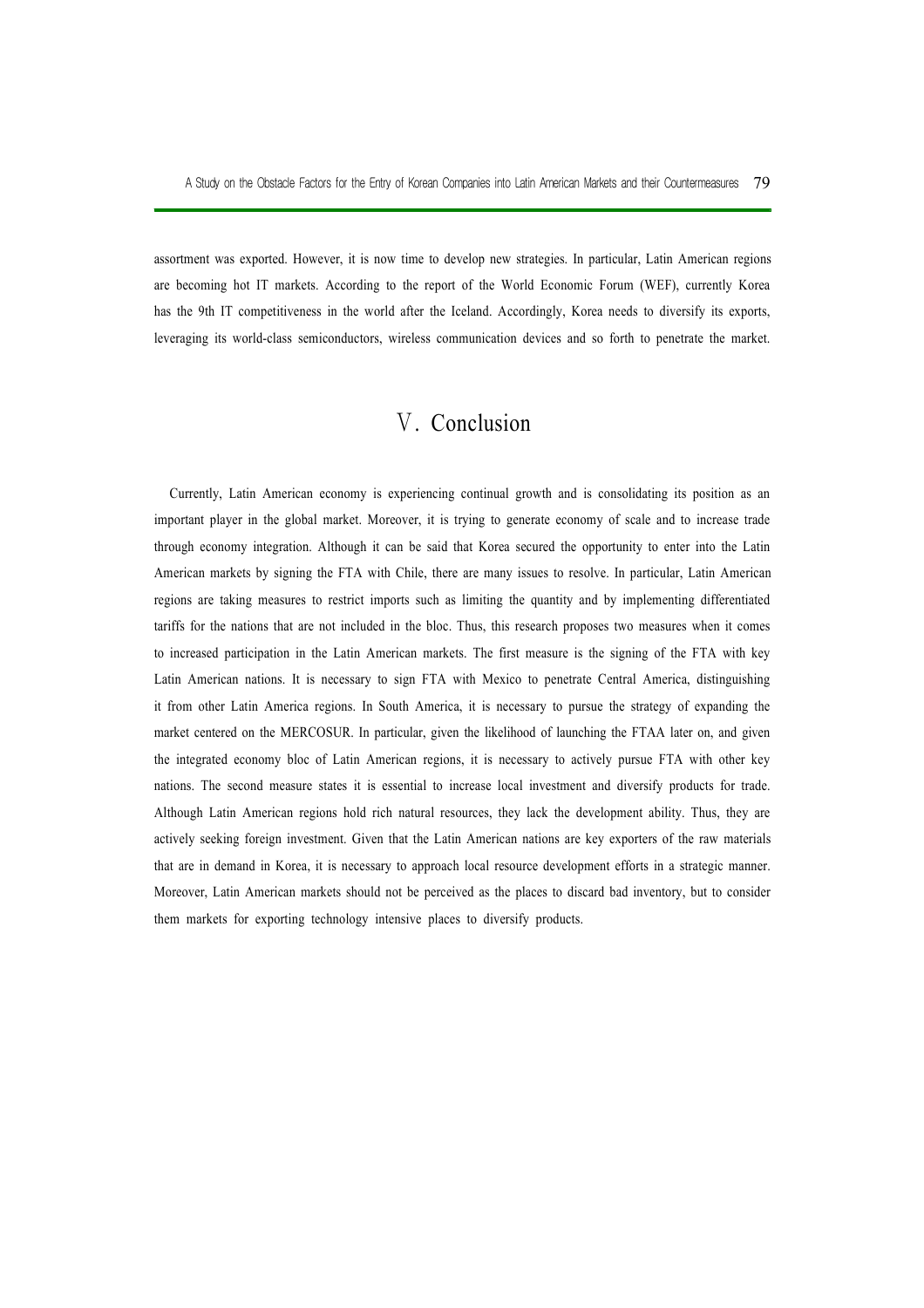assortment was exported. However, it is now time to develop new strategies. In particular, Latin American regions are becoming hot IT markets. According to the report of the World Economic Forum (WEF), currently Korea has the 9th IT competitiveness in the world after the Iceland. Accordingly, Korea needs to diversify its exports, leveraging its world-class semiconductors, wireless communication devices and so forth to penetrate the market.

# Ⅴ. Conclusion

Currently, Latin American economy is experiencing continual growth and is consolidating its position as an important player in the global market. Moreover, it is trying to generate economy of scale and to increase trade through economy integration. Although it can be said that Korea secured the opportunity to enter into the Latin American markets by signing the FTA with Chile, there are many issues to resolve. In particular, Latin American regions are taking measures to restrict imports such as limiting the quantity and by implementing differentiated tariffs for the nations that are not included in the bloc. Thus, this research proposes two measures when it comes to increased participation in the Latin American markets. The first measure is the signing of the FTA with key Latin American nations. It is necessary to sign FTA with Mexico to penetrate Central America, distinguishing it from other Latin America regions. In South America, it is necessary to pursue the strategy of expanding the market centered on the MERCOSUR. In particular, given the likelihood of launching the FTAA later on, and given the integrated economy bloc of Latin American regions, it is necessary to actively pursue FTA with other key nations. The second measure states it is essential to increase local investment and diversify products for trade. Although Latin American regions hold rich natural resources, they lack the development ability. Thus, they are actively seeking foreign investment. Given that the Latin American nations are key exporters of the raw materials that are in demand in Korea, it is necessary to approach local resource development efforts in a strategic manner. Moreover, Latin American markets should not be perceived as the places to discard bad inventory, but to consider them markets for exporting technology intensive places to diversify products.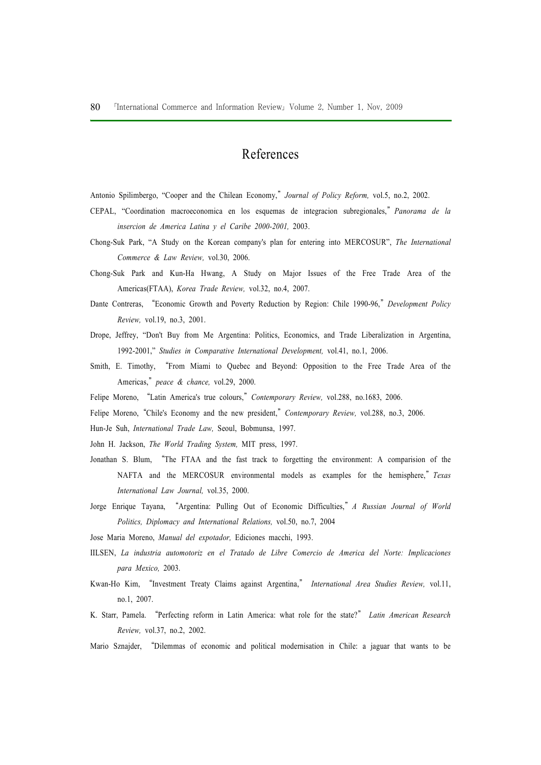# References

Antonio Spilimbergo, "Cooper and the Chilean Economy," *Journal of Policy Reform,* vol.5, no.2, 2002.

CEPAL, "Coordination macroeconomica en los esquemas de integracion subregionales," *Panorama de la insercion de America Latina y el Caribe 2000-2001,* 2003.

Chong-Suk Park, "A Study on the Korean company's plan for entering into MERCOSUR", *The International Commerce & Law Review,* vol.30, 2006.

Chong-Suk Park and Kun-Ha Hwang, A Study on Major Issues of the Free Trade Area of the Americas(FTAA), *Korea Trade Review,* vol.32, no.4, 2007.

Dante Contreras, "Economic Growth and Poverty Reduction by Region: Chile 1990-96," *Development Policy Review,* vol.19, no.3, 2001.

Drope, Jeffrey, "Don't Buy from Me Argentina: Politics, Economics, and Trade Liberalization in Argentina, 1992-2001," *Studies in Comparative International Development,* vol.41, no.1, 2006.

Smith, E. Timothy, "From Miami to Quebec and Beyond: Opposition to the Free Trade Area of the Americas," *peace & chance,* vol.29, 2000.

Felipe Moreno, "Latin America's true colours," *Contemporary Review,* vol.288, no.1683, 2006.

Felipe Moreno, "Chile's Economy and the new president," *Contemporary Review,* vol.288, no.3, 2006.

Hun-Je Suh, *International Trade Law,* Seoul, Bobmunsa, 1997.

John H. Jackson, *The World Trading System,* MIT press, 1997.

Jonathan S. Blum, "The FTAA and the fast track to forgetting the environment: A comparision of the NAFTA and the MERCOSUR environmental models as examples for the hemisphere," *Texas International Law Journal,* vol.35, 2000.

Jorge Enrique Tayana, "Argentina: Pulling Out of Economic Difficulties," *A Russian Journal of World Politics, Diplomacy and International Relations,* vol.50, no.7, 2004

Jose Maria Moreno, *Manual del expotador,* Ediciones macchi, 1993.

IILSEN, *La industria automotoriz en el Tratado de Libre Comercio de America del Norte: Implicaciones para Mexico,* 2003.

Kwan-Ho Kim, "Investment Treaty Claims against Argentina," *International Area Studies Review,* vol.11, no.1, 2007.

K. Starr, Pamela. "Perfecting reform in Latin America: what role for the state?" *Latin American Research Review,* vol.37, no.2, 2002.

Mario Sznajder, "Dilemmas of economic and political modernisation in Chile: a jaguar that wants to be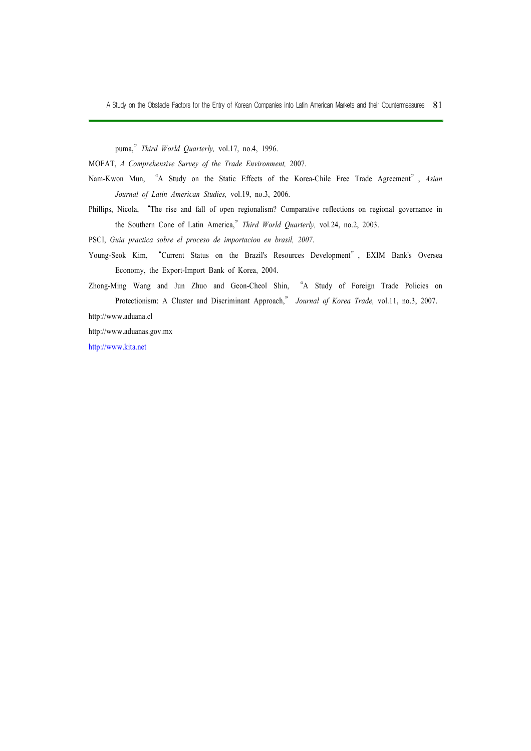puma," *Third World Quarterly,* vol.17, no.4, 1996.

MOFAT, *A Comprehensive Survey of the Trade Environment,* 2007.

Nam-Kwon Mun, "A Study on the Static Effects of the Korea-Chile Free Trade Agreement", *Asian Journal of Latin American Studies,* vol.19, no.3, 2006.

Phillips, Nicola, "The rise and fall of open regionalism? Comparative reflections on regional governance in the Southern Cone of Latin America," *Third World Quarterly,* vol.24, no.2, 2003.

PSCI, *Guia practica sobre el proceso de importacion en brasil, 2007.*

Young-Seok Kim, "Current Status on the Brazil's Resources Development", EXIM Bank's Oversea Economy, the Export-Import Bank of Korea, 2004.

Zhong-Ming Wang and Jun Zhuo and Geon-Cheol Shin, "A Study of Foreign Trade Policies on Protectionism: A Cluster and Discriminant Approach," *Journal of Korea Trade,* vol.11, no.3, 2007.

http://www.aduana.cl

http://www.aduanas.gov.mx

http://www.kita.net